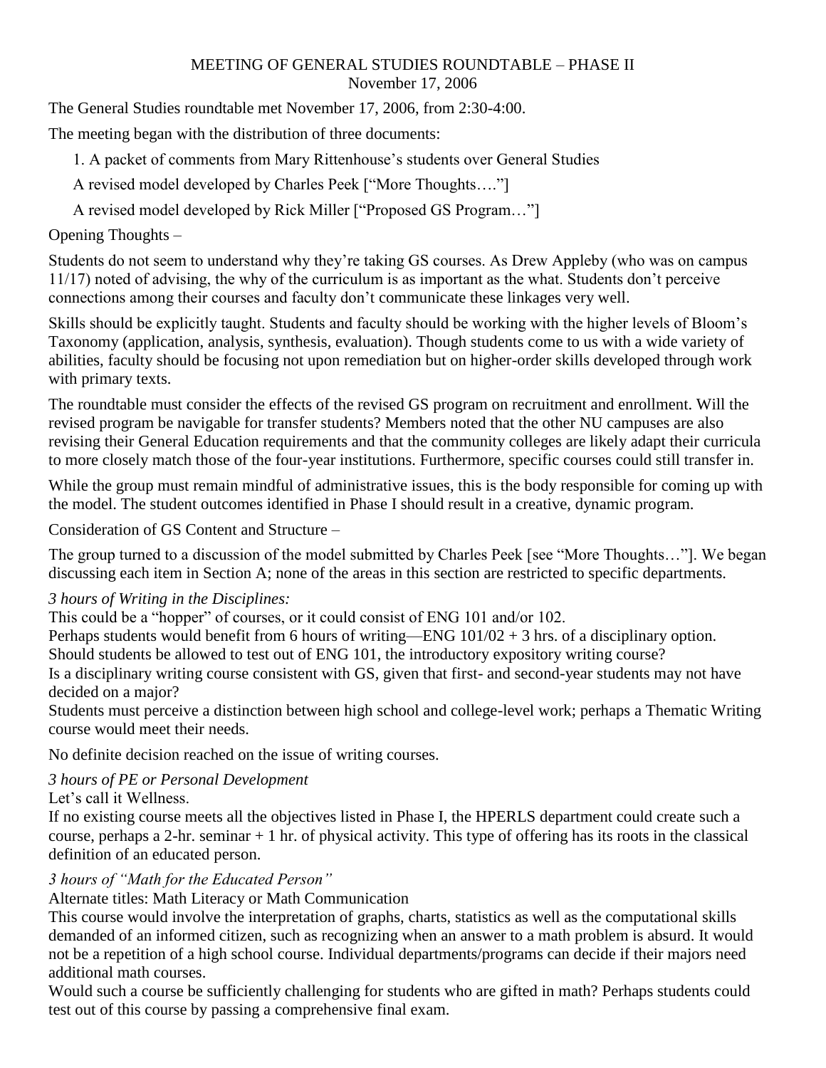# MEETING OF GENERAL STUDIES ROUNDTABLE – PHASE II
November 17, 2006

The General Studies roundtable met November 17, 2006, from 2:30-4:00.

The meeting began with the distribution of three documents:

1. A packet of comments from Mary Rittenhouse's students over General Studies

A revised model developed by Charles Peek ["More Thoughts…."]

A revised model developed by Rick Miller ["Proposed GS Program…"]

Opening Thoughts –

Students do not seem to understand why they're taking GS courses. As Drew Appleby (who was on campus 11/17) noted of advising, the why of the curriculum is as important as the what. Students don't perceive connections among their courses and faculty don't communicate these linkages very well.

Skills should be explicitly taught. Students and faculty should be working with the higher levels of Bloom's Taxonomy (application, analysis, synthesis, evaluation). Though students come to us with a wide variety of abilities, faculty should be focusing not upon remediation but on higher-order skills developed through work with primary texts.

The roundtable must consider the effects of the revised GS program on recruitment and enrollment. Will the revised program be navigable for transfer students? Members noted that the other NU campuses are also revising their General Education requirements and that the community colleges are likely adapt their curricula to more closely match those of the four-year institutions. Furthermore, specific courses could still transfer in.

While the group must remain mindful of administrative issues, this is the body responsible for coming up with the model. The student outcomes identified in Phase I should result in a creative, dynamic program.

Consideration of GS Content and Structure –

The group turned to a discussion of the model submitted by Charles Peek [see "More Thoughts…"]. We began discussing each item in Section A; none of the areas in this section are restricted to specific departments.

*3 hours of Writing in the Disciplines:*

This could be a "hopper" of courses, or it could consist of ENG 101 and/or 102.

Perhaps students would benefit from 6 hours of writing—ENG 101/02 + 3 hrs. of a disciplinary option.

Should students be allowed to test out of ENG 101, the introductory expository writing course?

Is a disciplinary writing course consistent with GS, given that first- and second-year students may not have decided on a major?

Students must perceive a distinction between high school and college-level work; perhaps a Thematic Writing course would meet their needs.

No definite decision reached on the issue of writing courses.

*3 hours of PE or Personal Development*

Let's call it Wellness.

If no existing course meets all the objectives listed in Phase I, the HPERLS department could create such a course, perhaps a 2-hr. seminar + 1 hr. of physical activity. This type of offering has its roots in the classical definition of an educated person.

*3 hours of "Math for the Educated Person"*

Alternate titles: Math Literacy or Math Communication

This course would involve the interpretation of graphs, charts, statistics as well as the computational skills demanded of an informed citizen, such as recognizing when an answer to a math problem is absurd. It would not be a repetition of a high school course. Individual departments/programs can decide if their majors need additional math courses.

Would such a course be sufficiently challenging for students who are gifted in math? Perhaps students could test out of this course by passing a comprehensive final exam.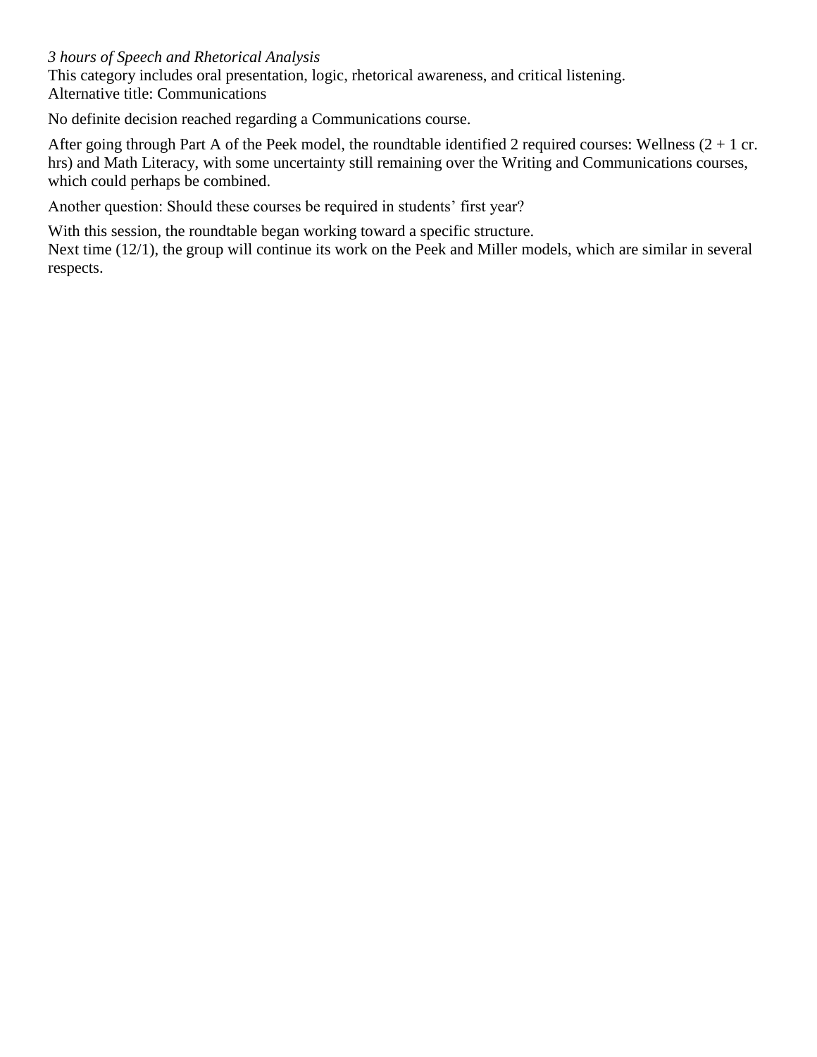*3 hours of Speech and Rhetorical Analysis*
This category includes oral presentation, logic, rhetorical awareness, and critical listening.
Alternative title: Communications

No definite decision reached regarding a Communications course.

After going through Part A of the Peek model, the roundtable identified 2 required courses: Wellness (2 + 1 cr. hrs) and Math Literacy, with some uncertainty still remaining over the Writing and Communications courses, which could perhaps be combined.

Another question: Should these courses be required in students' first year?

With this session, the roundtable began working toward a specific structure.
Next time (12/1), the group will continue its work on the Peek and Miller models, which are similar in several respects.